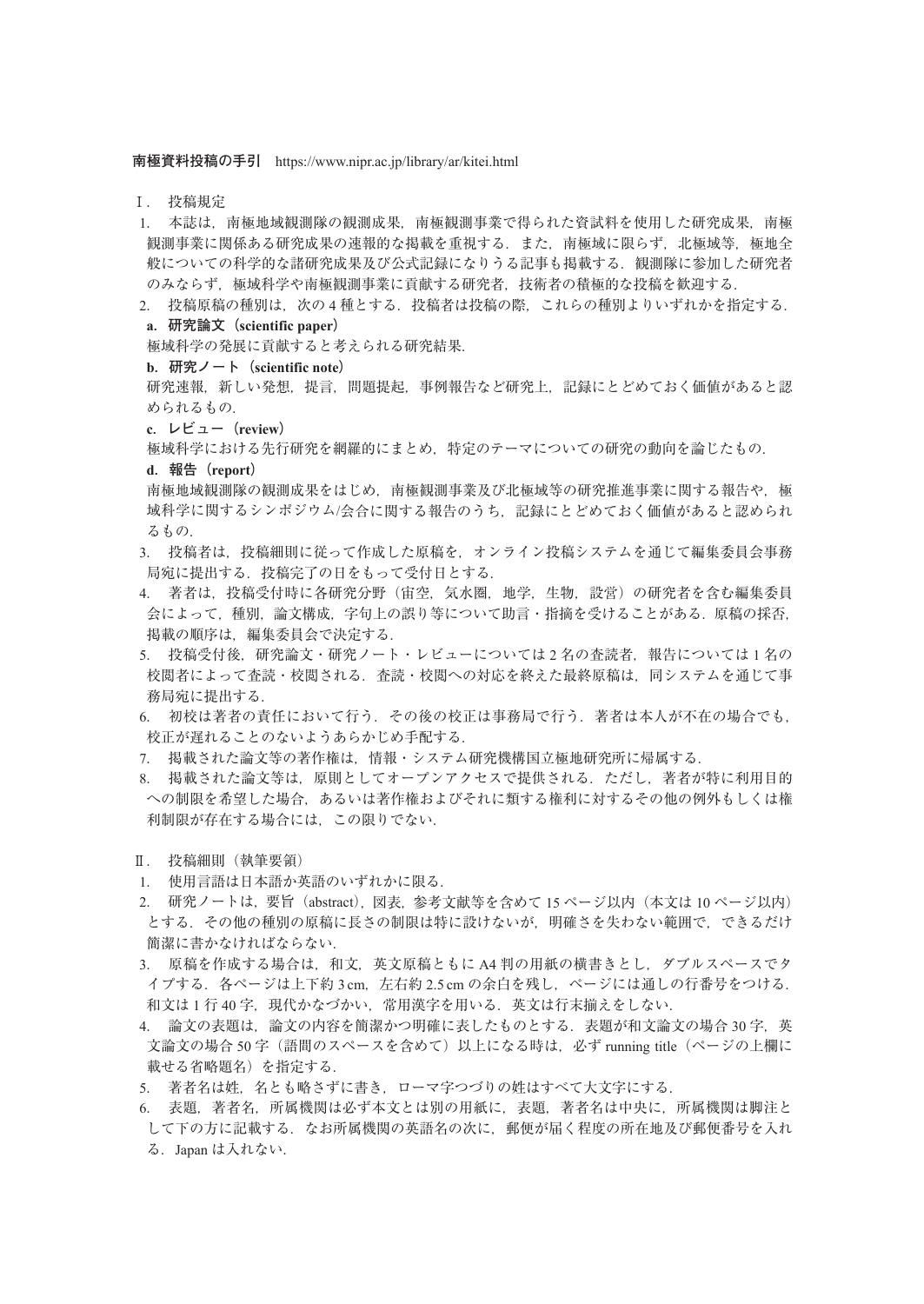**南極資料投稿の手引**　https://www.nipr.ac.jp/library/ar/kitei.html

## Ⅰ．投稿規定

1. 本誌は，南極地域観測隊の観測成果，南極観測事業で得られた資試料を使用した研究成果，南極観測事業に関係ある研究成果の速報的な掲載を重視する．また，南極域に限らず，北極域等，極地全般についての科学的な諸研究成果及び公式記録になりうる記事も掲載する．観測隊に参加した研究者のみならず，極域科学や南極観測事業に貢献する研究者，技術者の積極的な投稿を歓迎する．
2. 投稿原稿の種別は，次の4種とする．投稿者は投稿の際，これらの種別よりいずれかを指定する．

**a. 研究論文（scientific paper）**

極域科学の発展に貢献すると考えられる研究結果．

**b. 研究ノート（scientific note）**

研究速報，新しい発想，提言，問題提起，事例報告など研究上，記録にとどめておく価値があると認められるもの．

**c. レビュー（review）**

極域科学における先行研究を網羅的にまとめ，特定のテーマについての研究の動向を論じたもの．

**d. 報告（report）**

南極地域観測隊の観測成果をはじめ，南極観測事業及び北極域等の研究推進事業に関する報告や，極域科学に関するシンポジウム/会合に関する報告のうち，記録にとどめておく価値があると認められるもの．

3. 投稿者は，投稿細則に従って作成した原稿を，オンライン投稿システムを通じて編集委員会事務局宛に提出する．投稿完了の日をもって受付日とする．
4. 著者は，投稿受付時に各研究分野（宙空，気水圏，地学，生物，設営）の研究者を含む編集委員会によって，種別，論文構成，字句上の誤り等について助言・指摘を受けることがある．原稿の採否，掲載の順序は，編集委員会で決定する．
5. 投稿受付後，研究論文・研究ノート・レビューについては2名の査読者，報告については1名の校閲者によって査読・校閲される．査読・校閲への対応を終えた最終原稿は，同システムを通じて事務局宛に提出する．
6. 初校は著者の責任において行う．その後の校正は事務局で行う．著者は本人が不在の場合でも，校正が遅れることのないようあらかじめ手配する．
7. 掲載された論文等の著作権は，情報・システム研究機構国立極地研究所に帰属する．
8. 掲載された論文等は，原則としてオープンアクセスで提供される．ただし，著者が特に利用目的への制限を希望した場合，あるいは著作権およびそれに類する権利に対するその他の例外もしくは権利制限が存在する場合には，この限りでない．

## Ⅱ．投稿細則（執筆要領）

1. 使用言語は日本語か英語のいずれかに限る．
2. 研究ノートは，要旨（abstract），図表，参考文献等を含めて15ページ以内（本文は10ページ以内）とする．その他の種別の原稿に長さの制限は特に設けないが，明確さを失わない範囲で，できるだけ簡潔に書かなければならない．
3. 原稿を作成する場合は，和文，英文原稿ともにA4判の用紙の横書きとし，ダブルスペースでタイプする．各ページは上下約3 cm，左右約2.5 cmの余白を残し，ページには通しの行番号をつける．和文は1行40字，現代かなづかい，常用漢字を用いる．英文は行末揃えをしない．
4. 論文の表題は，論文の内容を簡潔かつ明確に表したものとする．表題が和文論文の場合30字，英文論文の場合50字（語間のスペースを含めて）以上になる時は，必ずrunning title（ページの上欄に載せる省略題名）を指定する．
5. 著者名は姓，名とも略さずに書き，ローマ字つづりの姓はすべて大文字にする．
6. 表題，著者名，所属機関は必ず本文とは別の用紙に，表題，著者名は中央に，所属機関は脚注として下の方に記載する．なお所属機関の英語名の次に，郵便が届く程度の所在地及び郵便番号を入れる．Japanは入れない．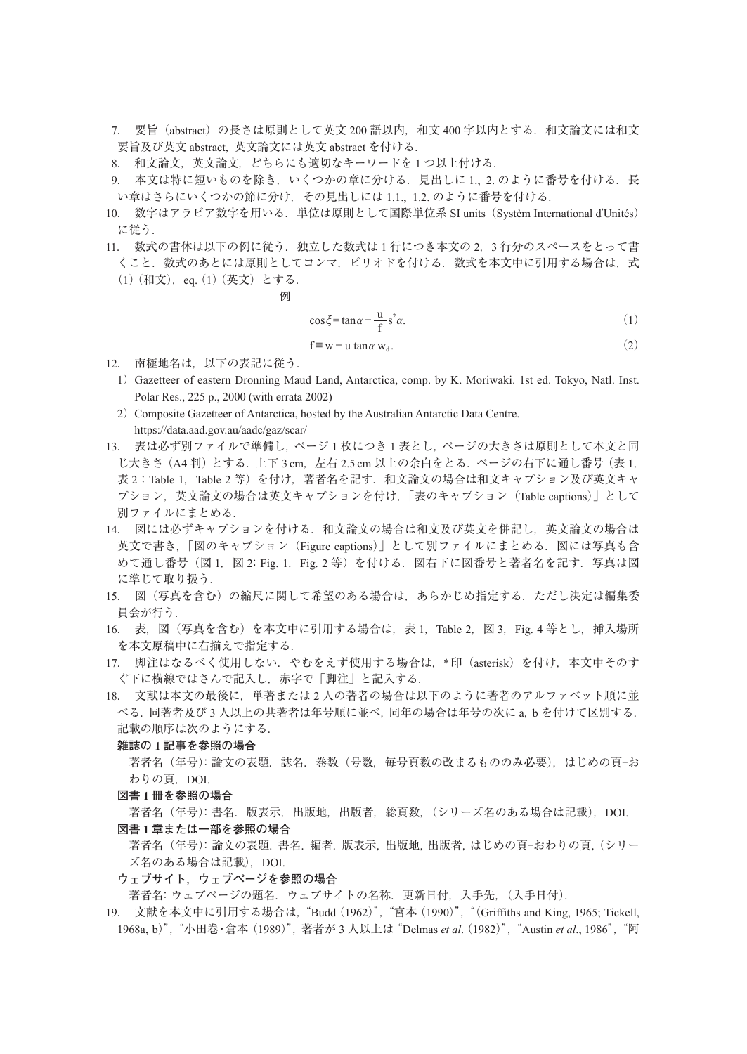7. 要旨（abstract）の長さは原則として英文 200 語以内，和文 400 字以内とする．和文論文には和文要旨及び英文 abstract, 英文論文には英文 abstract を付ける．
8. 和文論文，英文論文，どちらにも適切なキーワードを 1 つ以上付ける．
9. 本文は特に短いものを除き，いくつかの章に分ける．見出しに 1., 2. のように番号を付ける．長い章はさらにいくつかの節に分け，その見出しには 1.1., 1.2. のように番号を付ける．
10. 数字はアラビア数字を用いる．単位は原則として国際単位系 SI units（Systèm International d'Unités）に従う．
11. 数式の書体は以下の例に従う．独立した数式は 1 行につき本文の 2，3 行分のスペースをとって書くこと．数式のあとには原則としてコンマ，ピリオドを付ける．数式を本文中に引用する場合は，式（1）（和文），eq.（1）（英文）とする．

例

$$\cos\xi = \tan\alpha + \frac{\mathrm{u}}{\mathrm{f}}\mathrm{s}^2\alpha. \quad (1)$$

$$\mathrm{f} \equiv \mathrm{w} + \mathrm{u}\tan\alpha\ \mathrm{w}_\mathrm{d}. \quad (2)$$

12. 南極地名は，以下の表記に従う．
   1）Gazetteer of eastern Dronning Maud Land, Antarctica, comp. by K. Moriwaki. 1st ed. Tokyo, Natl. Inst. Polar Res., 225 p., 2000 (with errata 2002)
   2）Composite Gazetteer of Antarctica, hosted by the Australian Antarctic Data Centre. https://data.aad.gov.au/aadc/gaz/scar/
13. 表は必ず別ファイルで準備し，ページ 1 枚につき 1 表とし，ページの大きさは原則として本文と同じ大きさ（A4 判）とする．上下 3 cm，左右 2.5 cm 以上の余白をとる．ページの右下に通し番号（表 1，表 2；Table 1，Table 2 等）を付け，著者名を記す．和文論文の場合は和文キャプション及び英文キャプション，英文論文の場合は英文キャプションを付け，「表のキャプション（Table captions）」として別ファイルにまとめる．
14. 図には必ずキャプションを付ける．和文論文の場合は和文及び英文を併記し，英文論文の場合は英文で書き，「図のキャプション（Figure captions）」として別ファイルにまとめる．図には写真も含めて通し番号（図 1，図 2; Fig. 1，Fig. 2 等）を付ける．図右下に図番号と著者名を記す．写真は図に準じて取り扱う．
15. 図（写真を含む）の縮尺に関して希望のある場合は，あらかじめ指定する．ただし決定は編集委員会が行う．
16. 表，図（写真を含む）を本文中に引用する場合は，表 1，Table 2，図 3，Fig. 4 等とし，挿入場所を本文原稿中に右揃えで指定する．
17. 脚注はなるべく使用しない．やむをえず使用する場合は，*印（asterisk）を付け，本文中そのすぐ下に横線ではさんで記入し，赤字で「脚注」と記入する．
18. 文献は本文の最後に，単著者または 2 人の著者の場合は以下のように著者のアルファベット順に並べる．同著者及び 3 人以上の共著者は年号順に並べ，同年の場合は年号の次に a，b を付けて区別する．記載の順序は次のようにする．

**雑誌の 1 記事を参照の場合**

著者名（年号）: 論文の表題．誌名．巻数（号数，毎号頁数の改まるもののみ必要），はじめの頁–おわりの頁，DOI.

**図書 1 冊を参照の場合**

著者名（年号）: 書名．版表示，出版地，出版者，総頁数，（シリーズ名のある場合は記載），DOI.

**図書 1 章または一部を参照の場合**

著者名（年号）: 論文の表題. 書名. 編者. 版表示，出版地，出版者，はじめの頁–おわりの頁，（シリーズ名のある場合は記載），DOI.

**ウェブサイト，ウェブページを参照の場合**

著者名: ウェブページの題名．ウェブサイトの名称．更新日付，入手先，（入手日付）.

19. 文献を本文中に引用する場合は，"Budd（1962）"，"宮本（1990）"，"（Griffiths and King, 1965; Tickell, 1968a, b）"，"小田巻・倉本（1989）"，著者が 3 人以上は "Delmas *et al*.（1982）"，"Austin *et al*., 1986"，"阿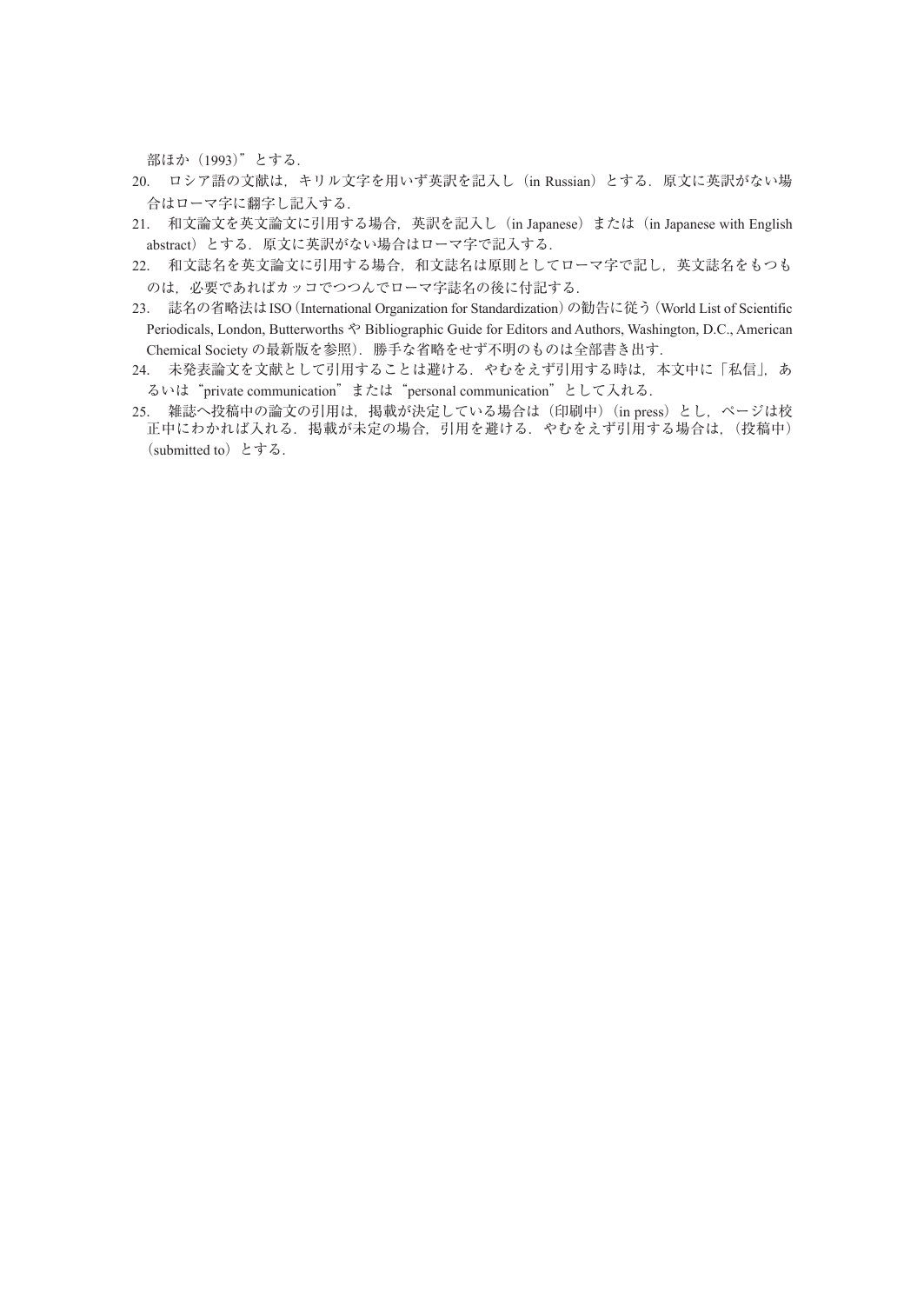部ほか（1993）”とする．

20. ロシア語の文献は，キリル文字を用いず英訳を記入し（in Russian）とする．原文に英訳がない場合はローマ字に翻字し記入する．
21. 和文論文を英文論文に引用する場合，英訳を記入し（in Japanese）または（in Japanese with English abstract）とする．原文に英訳がない場合はローマ字で記入する．
22. 和文誌名を英文論文に引用する場合，和文誌名は原則としてローマ字で記し，英文誌名をもつものは，必要であればカッコでつつんでローマ字誌名の後に付記する．
23. 誌名の省略法はISO（International Organization for Standardization）の勧告に従う（World List of Scientific Periodicals, London, Butterworths や Bibliographic Guide for Editors and Authors, Washington, D.C., American Chemical Society の最新版を参照）．勝手な省略をせず不明のものは全部書き出す．
24. 未発表論文を文献として引用することは避ける．やむをえず引用する時は，本文中に「私信」，あるいは“private communication”または“personal communication”として入れる．
25. 雑誌へ投稿中の論文の引用は，掲載が決定している場合は（印刷中）（in press）とし，ページは校正中にわかれば入れる．掲載が未定の場合，引用を避ける．やむをえず引用する場合は，（投稿中）（submitted to）とする．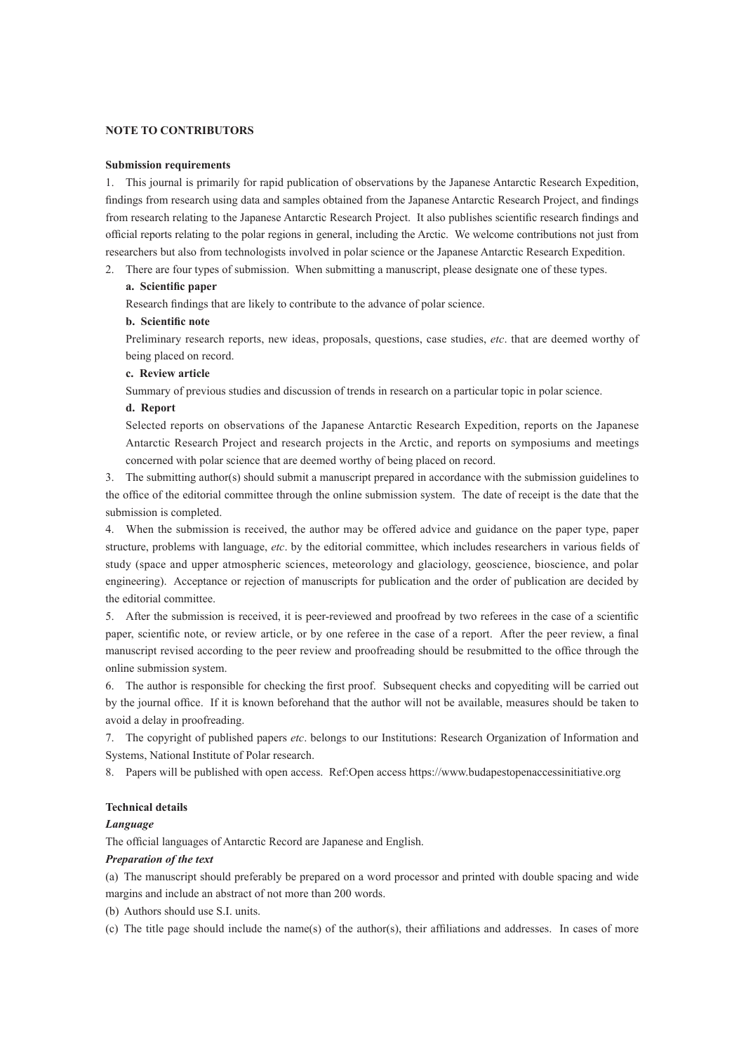## NOTE TO CONTRIBUTORS

### Submission requirements

1. This journal is primarily for rapid publication of observations by the Japanese Antarctic Research Expedition, findings from research using data and samples obtained from the Japanese Antarctic Research Project, and findings from research relating to the Japanese Antarctic Research Project. It also publishes scientific research findings and official reports relating to the polar regions in general, including the Arctic. We welcome contributions not just from researchers but also from technologists involved in polar science or the Japanese Antarctic Research Expedition.
2. There are four types of submission. When submitting a manuscript, please designate one of these types.

   **a. Scientific paper**

   Research findings that are likely to contribute to the advance of polar science.

   **b. Scientific note**

   Preliminary research reports, new ideas, proposals, questions, case studies, *etc*. that are deemed worthy of being placed on record.

   **c. Review article**

   Summary of previous studies and discussion of trends in research on a particular topic in polar science.

   **d. Report**

   Selected reports on observations of the Japanese Antarctic Research Expedition, reports on the Japanese Antarctic Research Project and research projects in the Arctic, and reports on symposiums and meetings concerned with polar science that are deemed worthy of being placed on record.
3. The submitting author(s) should submit a manuscript prepared in accordance with the submission guidelines to the office of the editorial committee through the online submission system. The date of receipt is the date that the submission is completed.
4. When the submission is received, the author may be offered advice and guidance on the paper type, paper structure, problems with language, *etc*. by the editorial committee, which includes researchers in various fields of study (space and upper atmospheric sciences, meteorology and glaciology, geoscience, bioscience, and polar engineering). Acceptance or rejection of manuscripts for publication and the order of publication are decided by the editorial committee.
5. After the submission is received, it is peer-reviewed and proofread by two referees in the case of a scientific paper, scientific note, or review article, or by one referee in the case of a report. After the peer review, a final manuscript revised according to the peer review and proofreading should be resubmitted to the office through the online submission system.
6. The author is responsible for checking the first proof. Subsequent checks and copyediting will be carried out by the journal office. If it is known beforehand that the author will not be available, measures should be taken to avoid a delay in proofreading.
7. The copyright of published papers *etc*. belongs to our Institutions: Research Organization of Information and Systems, National Institute of Polar research.
8. Papers will be published with open access. Ref:Open access https://www.budapestopenaccessinitiative.org

### Technical details

***Language***

The official languages of Antarctic Record are Japanese and English.

***Preparation of the text***

(a) The manuscript should preferably be prepared on a word processor and printed with double spacing and wide margins and include an abstract of not more than 200 words.

(b) Authors should use S.I. units.

(c) The title page should include the name(s) of the author(s), their affiliations and addresses. In cases of more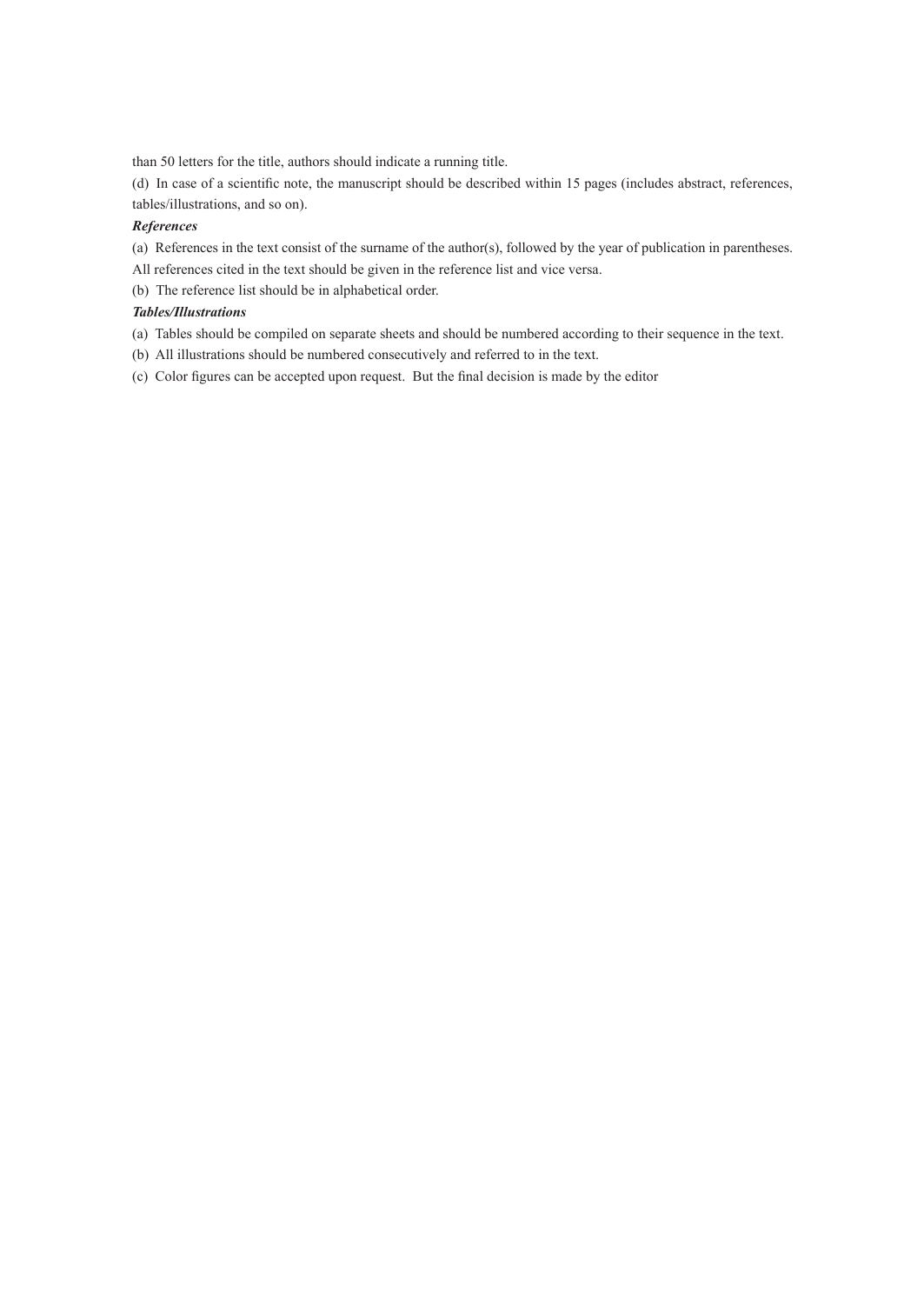than 50 letters for the title, authors should indicate a running title.

(d) In case of a scientific note, the manuscript should be described within 15 pages (includes abstract, references, tables/illustrations, and so on).

***References***

(a) References in the text consist of the surname of the author(s), followed by the year of publication in parentheses. All references cited in the text should be given in the reference list and vice versa.

(b) The reference list should be in alphabetical order.

***Tables/Illustrations***

(a) Tables should be compiled on separate sheets and should be numbered according to their sequence in the text.

(b) All illustrations should be numbered consecutively and referred to in the text.

(c) Color figures can be accepted upon request. But the final decision is made by the editor